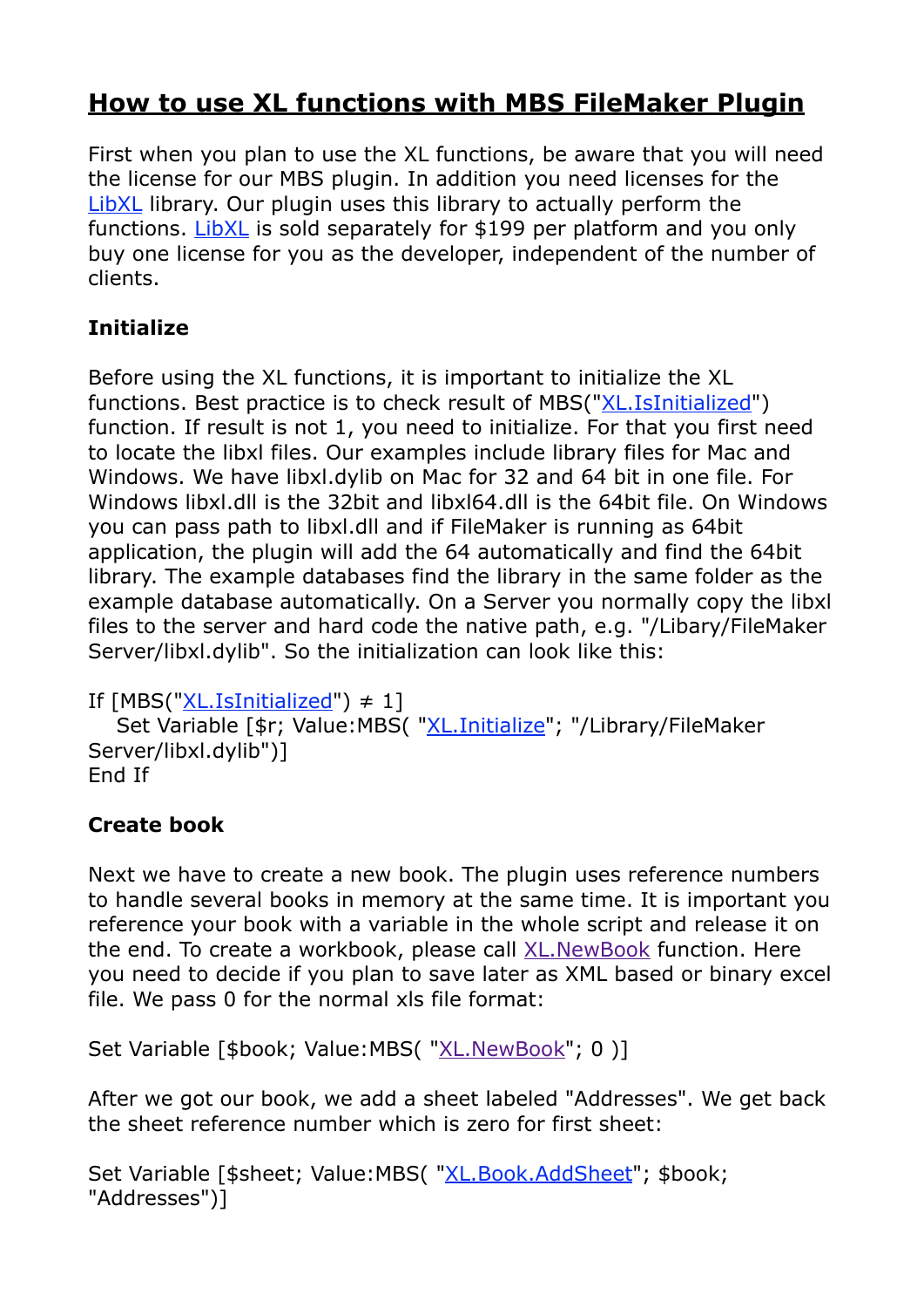# How to use XL functions with MBS FileMaker Plugin

First when you plan to use the XL functions, be aware that you will need the license for our MBS plugin. In addition you need licenses for the LibXL library. Our plugin uses this library to actually perform the functions. LibXL is sold separately for $199 per platform and you only buy one license for you as the developer, independent of the number of clients.

**Initialize**

Before using the XL functions, it is important to initialize the XL functions. Best practice is to check result of MBS("XL.IsInitialized") function. If result is not 1, you need to initialize. For that you first need to locate the libxl files. Our examples include library files for Mac and Windows. We have libxl.dylib on Mac for 32 and 64 bit in one file. For Windows libxl.dll is the 32bit and libxl64.dll is the 64bit file. On Windows you can pass path to libxl.dll and if FileMaker is running as 64bit application, the plugin will add the 64 automatically and find the 64bit library. The example databases find the library in the same folder as the example database automatically. On a Server you normally copy the libxl files to the server and hard code the native path, e.g. "/Libary/FileMaker Server/libxl.dylib". So the initialization can look like this:

```
If [MBS("XL.IsInitialized") ≠ 1]
   Set Variable [$r; Value:MBS( "XL.Initialize"; "/Library/FileMaker Server/libxl.dylib")]
End If
```

**Create book**

Next we have to create a new book. The plugin uses reference numbers to handle several books in memory at the same time. It is important you reference your book with a variable in the whole script and release it on the end. To create a workbook, please call XL.NewBook function. Here you need to decide if you plan to save later as XML based or binary excel file. We pass 0 for the normal xls file format:

```
Set Variable [$book; Value:MBS( "XL.NewBook"; 0 )]
```

After we got our book, we add a sheet labeled "Addresses". We get back the sheet reference number which is zero for first sheet:

```
Set Variable [$sheet; Value:MBS( "XL.Book.AddSheet"; $book; "Addresses")]
```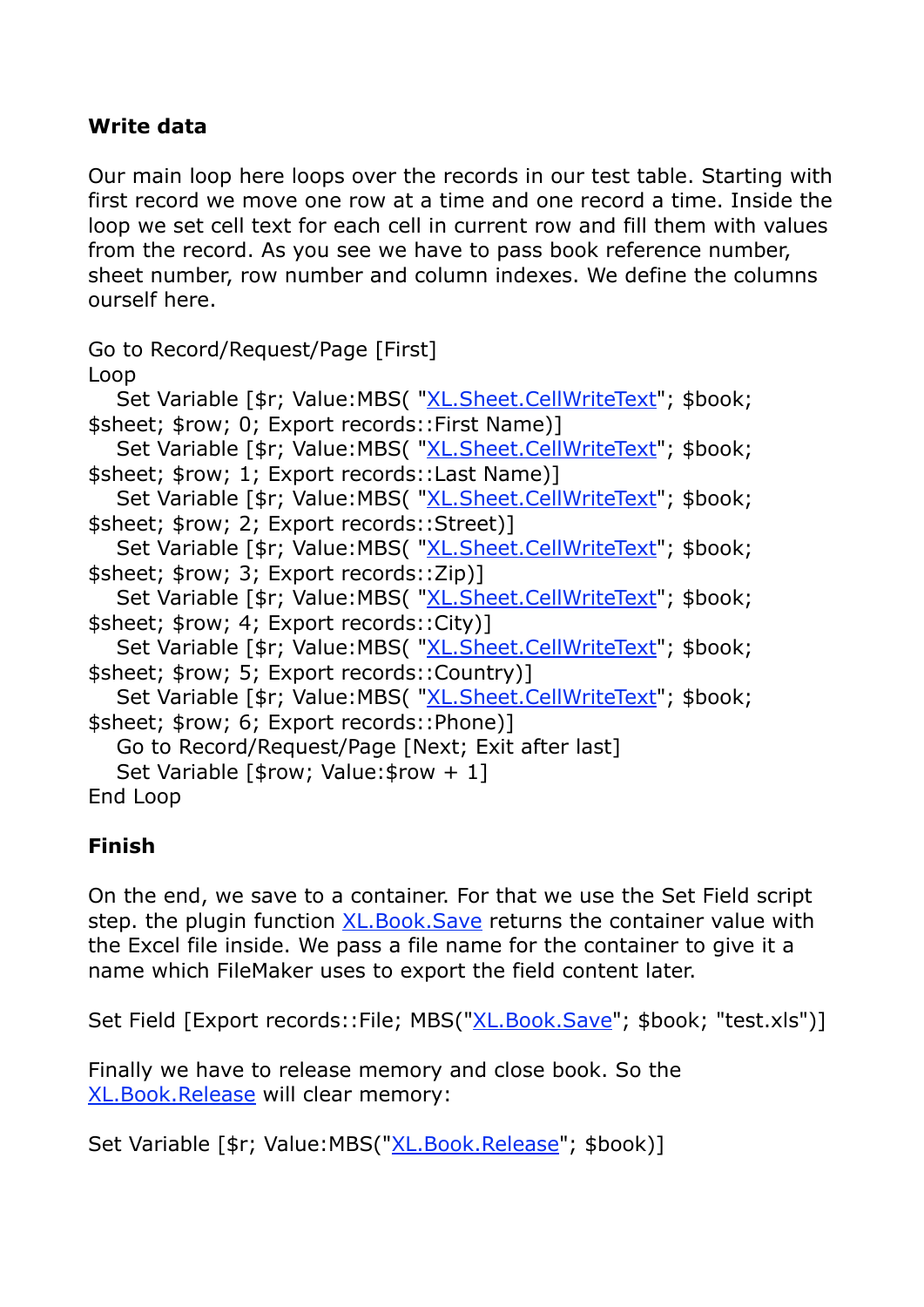**Write data**

Our main loop here loops over the records in our test table. Starting with first record we move one row at a time and one record a time. Inside the loop we set cell text for each cell in current row and fill them with values from the record. As you see we have to pass book reference number, sheet number, row number and column indexes. We define the columns ourself here.

```
Go to Record/Request/Page [First]
Loop
   Set Variable [$r; Value:MBS( "XL.Sheet.CellWriteText"; $book; $sheet; $row; 0; Export records::First Name)]
   Set Variable [$r; Value:MBS( "XL.Sheet.CellWriteText"; $book; $sheet; $row; 1; Export records::Last Name)]
   Set Variable [$r; Value:MBS( "XL.Sheet.CellWriteText"; $book; $sheet; $row; 2; Export records::Street)]
   Set Variable [$r; Value:MBS( "XL.Sheet.CellWriteText"; $book; $sheet; $row; 3; Export records::Zip)]
   Set Variable [$r; Value:MBS( "XL.Sheet.CellWriteText"; $book; $sheet; $row; 4; Export records::City)]
   Set Variable [$r; Value:MBS( "XL.Sheet.CellWriteText"; $book; $sheet; $row; 5; Export records::Country)]
   Set Variable [$r; Value:MBS( "XL.Sheet.CellWriteText"; $book; $sheet; $row; 6; Export records::Phone)]
   Go to Record/Request/Page [Next; Exit after last]
   Set Variable [$row; Value:$row + 1]
End Loop
```

**Finish**

On the end, we save to a container. For that we use the Set Field script step. the plugin function XL.Book.Save returns the container value with the Excel file inside. We pass a file name for the container to give it a name which FileMaker uses to export the field content later.

```
Set Field [Export records::File; MBS("XL.Book.Save"; $book; "test.xls")]
```

Finally we have to release memory and close book. So the XL.Book.Release will clear memory:

```
Set Variable [$r; Value:MBS("XL.Book.Release"; $book)]
```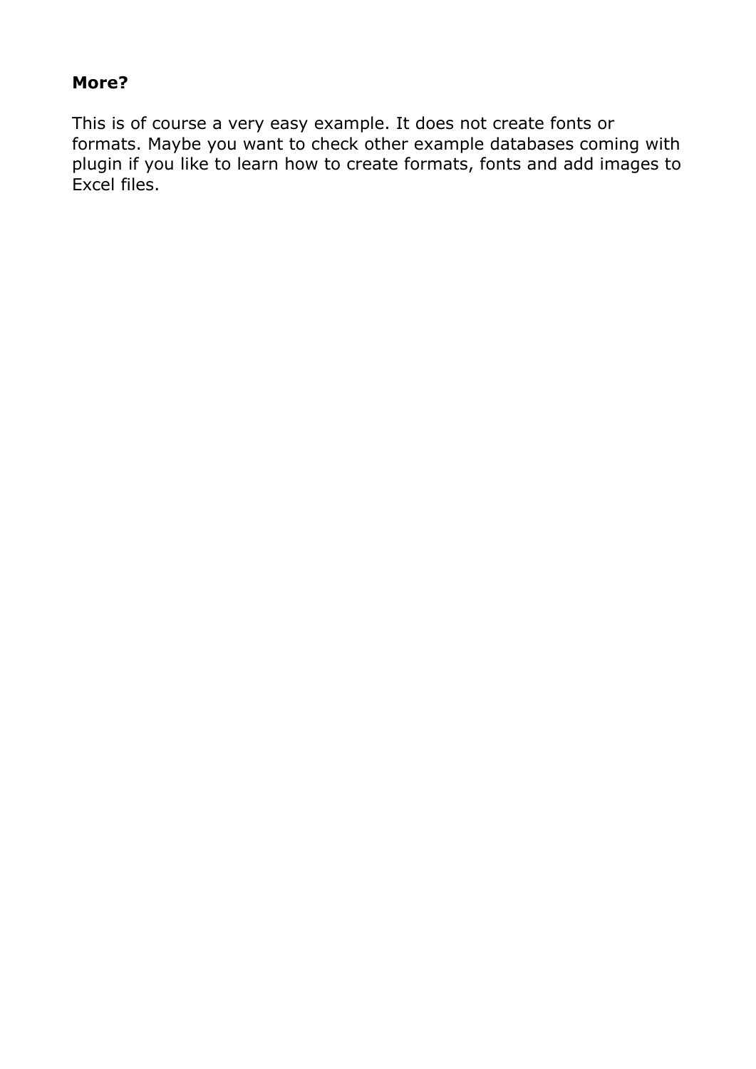**More?**

This is of course a very easy example. It does not create fonts or formats. Maybe you want to check other example databases coming with plugin if you like to learn how to create formats, fonts and add images to Excel files.